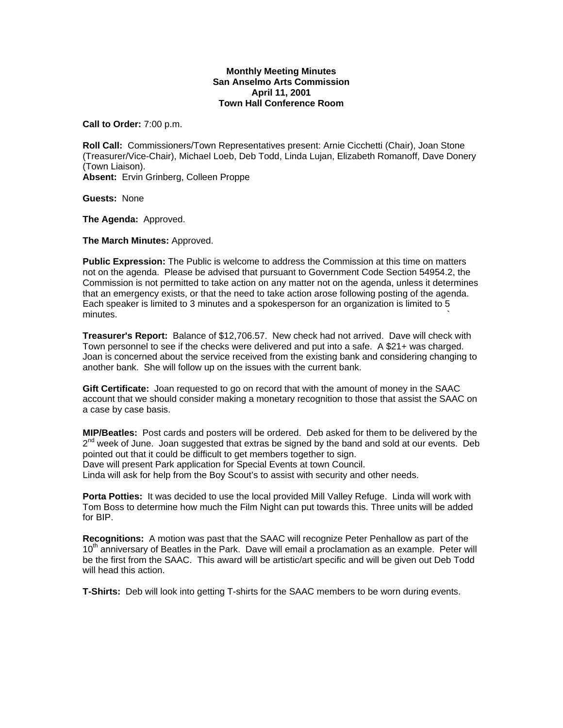**Monthly Meeting Minutes**
**San Anselmo Arts Commission**
**April 11, 2001**
**Town Hall Conference Room**

**Call to Order:** 7:00 p.m.

**Roll Call:** Commissioners/Town Representatives present: Arnie Cicchetti (Chair), Joan Stone (Treasurer/Vice-Chair), Michael Loeb, Deb Todd, Linda Lujan, Elizabeth Romanoff, Dave Donery (Town Liaison).
**Absent:** Ervin Grinberg, Colleen Proppe

**Guests:** None

**The Agenda:** Approved.

**The March Minutes:** Approved.

**Public Expression:** The Public is welcome to address the Commission at this time on matters not on the agenda. Please be advised that pursuant to Government Code Section 54954.2, the Commission is not permitted to take action on any matter not on the agenda, unless it determines that an emergency exists, or that the need to take action arose following posting of the agenda. Each speaker is limited to 3 minutes and a spokesperson for an organization is limited to 5 minutes.

**Treasurer's Report:** Balance of $12,706.57. New check had not arrived. Dave will check with Town personnel to see if the checks were delivered and put into a safe. A $21+ was charged. Joan is concerned about the service received from the existing bank and considering changing to another bank. She will follow up on the issues with the current bank.

**Gift Certificate:** Joan requested to go on record that with the amount of money in the SAAC account that we should consider making a monetary recognition to those that assist the SAAC on a case by case basis.

**MIP/Beatles:** Post cards and posters will be ordered. Deb asked for them to be delivered by the 2nd week of June. Joan suggested that extras be signed by the band and sold at our events. Deb pointed out that it could be difficult to get members together to sign.
Dave will present Park application for Special Events at town Council.
Linda will ask for help from the Boy Scout's to assist with security and other needs.

**Porta Potties:** It was decided to use the local provided Mill Valley Refuge. Linda will work with Tom Boss to determine how much the Film Night can put towards this. Three units will be added for BIP.

**Recognitions:** A motion was past that the SAAC will recognize Peter Penhallow as part of the 10th anniversary of Beatles in the Park. Dave will email a proclamation as an example. Peter will be the first from the SAAC. This award will be artistic/art specific and will be given out Deb Todd will head this action.

**T-Shirts:** Deb will look into getting T-shirts for the SAAC members to be worn during events.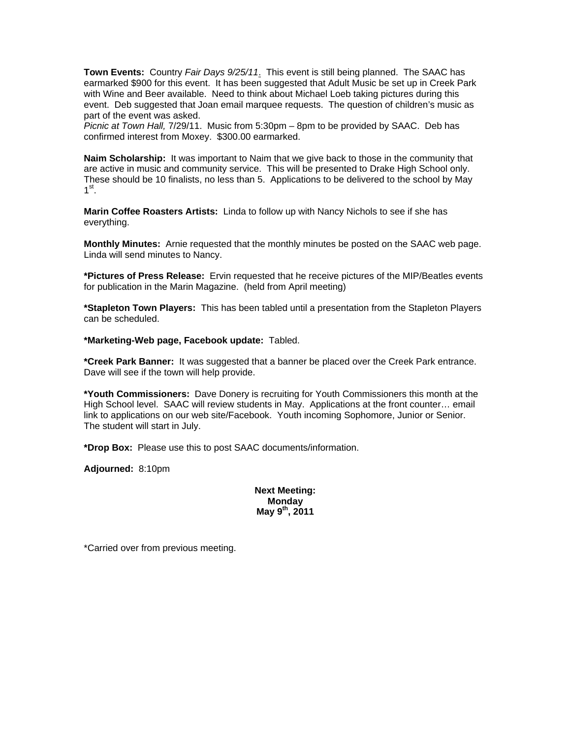**Town Events:** Country *Fair Days 9/25/11*. This event is still being planned. The SAAC has earmarked $900 for this event. It has been suggested that Adult Music be set up in Creek Park with Wine and Beer available. Need to think about Michael Loeb taking pictures during this event. Deb suggested that Joan email marquee requests. The question of children's music as part of the event was asked.
*Picnic at Town Hall,* 7/29/11. Music from 5:30pm – 8pm to be provided by SAAC. Deb has confirmed interest from Moxey. $300.00 earmarked.

**Naim Scholarship:** It was important to Naim that we give back to those in the community that are active in music and community service. This will be presented to Drake High School only. These should be 10 finalists, no less than 5. Applications to be delivered to the school by May 1st.

**Marin Coffee Roasters Artists:** Linda to follow up with Nancy Nichols to see if she has everything.

**Monthly Minutes:** Arnie requested that the monthly minutes be posted on the SAAC web page. Linda will send minutes to Nancy.

**\*Pictures of Press Release:** Ervin requested that he receive pictures of the MIP/Beatles events for publication in the Marin Magazine. (held from April meeting)

**\*Stapleton Town Players:** This has been tabled until a presentation from the Stapleton Players can be scheduled.

**\*Marketing-Web page, Facebook update:** Tabled.

**\*Creek Park Banner:** It was suggested that a banner be placed over the Creek Park entrance. Dave will see if the town will help provide.

**\*Youth Commissioners:** Dave Donery is recruiting for Youth Commissioners this month at the High School level. SAAC will review students in May. Applications at the front counter… email link to applications on our web site/Facebook. Youth incoming Sophomore, Junior or Senior. The student will start in July.

**\*Drop Box:** Please use this to post SAAC documents/information.

**Adjourned:** 8:10pm

**Next Meeting:**
**Monday**
**May 9th, 2011**

\*Carried over from previous meeting.